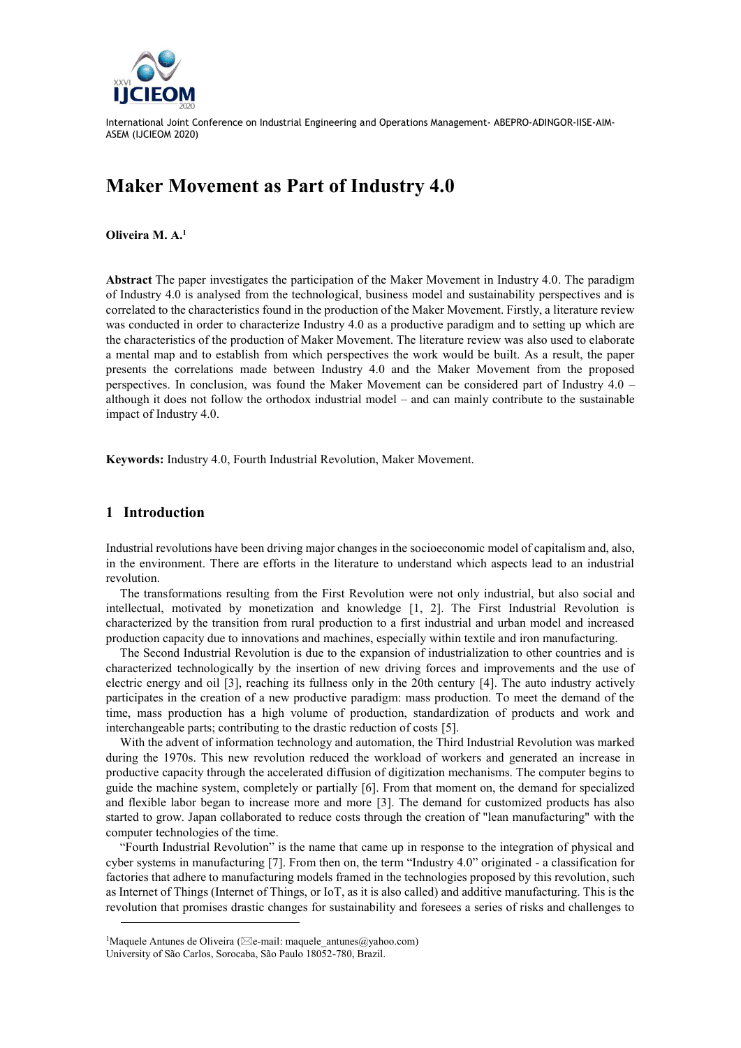# Maker Movement as Part of Industry 4.0

**Oliveira M. A.**[1]

**Abstract** The paper investigates the participation of the Maker Movement in Industry 4.0. The paradigm of Industry 4.0 is analysed from the technological, business model and sustainability perspectives and is correlated to the characteristics found in the production of the Maker Movement. Firstly, a literature review was conducted in order to characterize Industry 4.0 as a productive paradigm and to setting up which are the characteristics of the production of Maker Movement. The literature review was also used to elaborate a mental map and to establish from which perspectives the work would be built. As a result, the paper presents the correlations made between Industry 4.0 and the Maker Movement from the proposed perspectives. In conclusion, was found the Maker Movement can be considered part of Industry 4.0 – although it does not follow the orthodox industrial model – and can mainly contribute to the sustainable impact of Industry 4.0.

**Keywords:** Industry 4.0, Fourth Industrial Revolution, Maker Movement.

## 1 Introduction

Industrial revolutions have been driving major changes in the socioeconomic model of capitalism and, also, in the environment. There are efforts in the literature to understand which aspects lead to an industrial revolution.

The transformations resulting from the First Revolution were not only industrial, but also social and intellectual, motivated by monetization and knowledge [1, 2]. The First Industrial Revolution is characterized by the transition from rural production to a first industrial and urban model and increased production capacity due to innovations and machines, especially within textile and iron manufacturing.

The Second Industrial Revolution is due to the expansion of industrialization to other countries and is characterized technologically by the insertion of new driving forces and improvements and the use of electric energy and oil [3], reaching its fullness only in the 20th century [4]. The auto industry actively participates in the creation of a new productive paradigm: mass production. To meet the demand of the time, mass production has a high volume of production, standardization of products and work and interchangeable parts; contributing to the drastic reduction of costs [5].

With the advent of information technology and automation, the Third Industrial Revolution was marked during the 1970s. This new revolution reduced the workload of workers and generated an increase in productive capacity through the accelerated diffusion of digitization mechanisms. The computer begins to guide the machine system, completely or partially [6]. From that moment on, the demand for specialized and flexible labor began to increase more and more [3]. The demand for customized products has also started to grow. Japan collaborated to reduce costs through the creation of "lean manufacturing" with the computer technologies of the time.

"Fourth Industrial Revolution" is the name that came up in response to the integration of physical and cyber systems in manufacturing [7]. From then on, the term "Industry 4.0" originated - a classification for factories that adhere to manufacturing models framed in the technologies proposed by this revolution, such as Internet of Things (Internet of Things, or IoT, as it is also called) and additive manufacturing. This is the revolution that promises drastic changes for sustainability and foresees a series of risks and challenges to

---

[1] Maquele Antunes de Oliveira (✉e-mail: maquele_antunes@yahoo.com)
University of São Carlos, Sorocaba, São Paulo 18052-780, Brazil.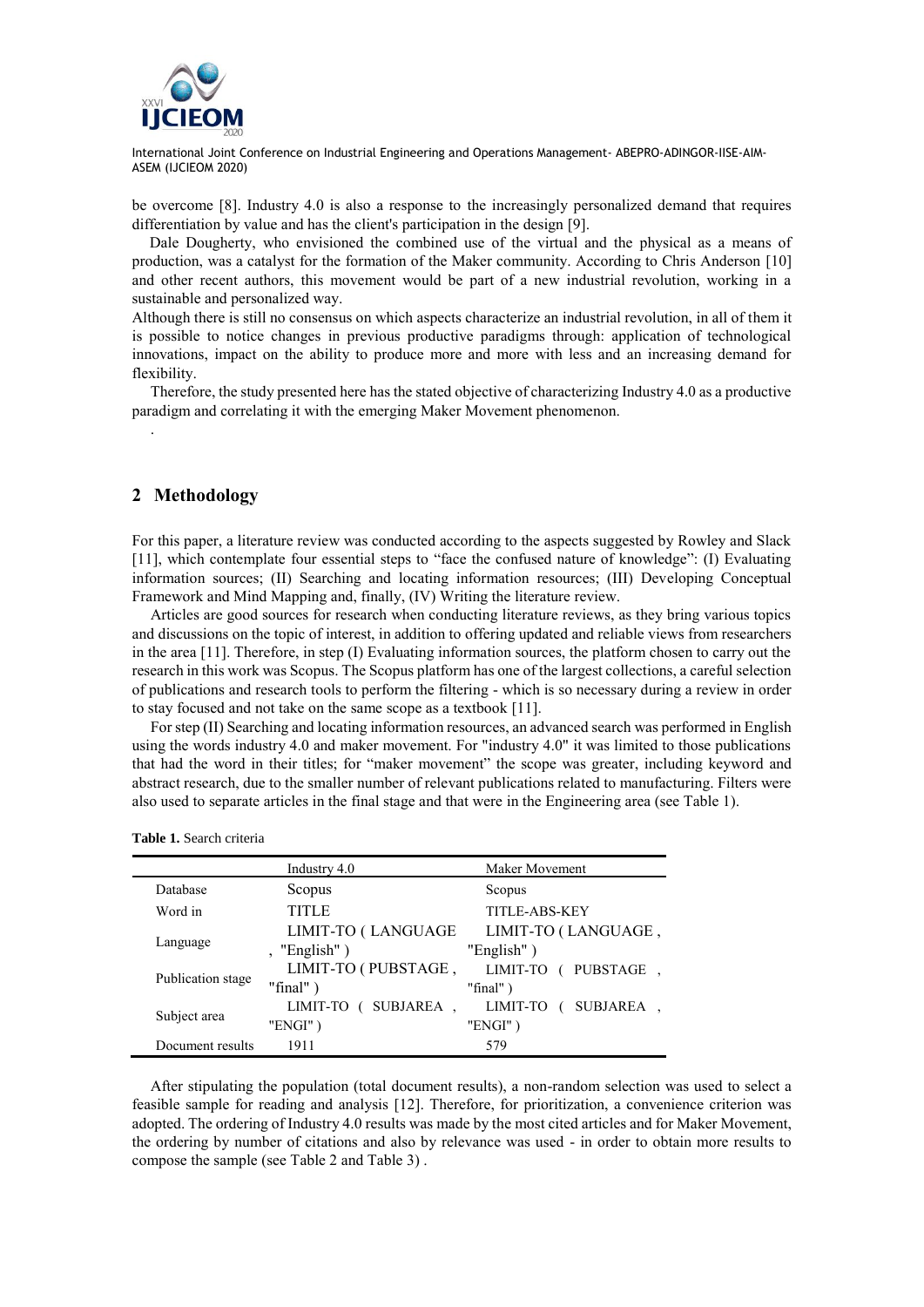be overcome [8]. Industry 4.0 is also a response to the increasingly personalized demand that requires differentiation by value and has the client's participation in the design [9].

Dale Dougherty, who envisioned the combined use of the virtual and the physical as a means of production, was a catalyst for the formation of the Maker community. According to Chris Anderson [10] and other recent authors, this movement would be part of a new industrial revolution, working in a sustainable and personalized way.

Although there is still no consensus on which aspects characterize an industrial revolution, in all of them it is possible to notice changes in previous productive paradigms through: application of technological innovations, impact on the ability to produce more and more with less and an increasing demand for flexibility.

Therefore, the study presented here has the stated objective of characterizing Industry 4.0 as a productive paradigm and correlating it with the emerging Maker Movement phenomenon.

.

## 2 Methodology

For this paper, a literature review was conducted according to the aspects suggested by Rowley and Slack [11], which contemplate four essential steps to "face the confused nature of knowledge": (I) Evaluating information sources; (II) Searching and locating information resources; (III) Developing Conceptual Framework and Mind Mapping and, finally, (IV) Writing the literature review.

Articles are good sources for research when conducting literature reviews, as they bring various topics and discussions on the topic of interest, in addition to offering updated and reliable views from researchers in the area [11]. Therefore, in step (I) Evaluating information sources, the platform chosen to carry out the research in this work was Scopus. The Scopus platform has one of the largest collections, a careful selection of publications and research tools to perform the filtering - which is so necessary during a review in order to stay focused and not take on the same scope as a textbook [11].

For step (II) Searching and locating information resources, an advanced search was performed in English using the words industry 4.0 and maker movement. For "industry 4.0" it was limited to those publications that had the word in their titles; for "maker movement" the scope was greater, including keyword and abstract research, due to the smaller number of relevant publications related to manufacturing. Filters were also used to separate articles in the final stage and that were in the Engineering area (see Table 1).

**Table 1.** Search criteria

| | Industry 4.0 | Maker Movement |
|---|---|---|
| Database | Scopus | Scopus |
| Word in | TITLE | TITLE-ABS-KEY |
| Language | LIMIT-TO ( LANGUAGE , "English" ) | LIMIT-TO ( LANGUAGE , "English" ) |
| Publication stage | LIMIT-TO ( PUBSTAGE , "final" ) | LIMIT-TO ( PUBSTAGE , "final" ) |
| Subject area | LIMIT-TO ( SUBJAREA , "ENGI" ) | LIMIT-TO ( SUBJAREA , "ENGI" ) |
| Document results | 1911 | 579 |

After stipulating the population (total document results), a non-random selection was used to select a feasible sample for reading and analysis [12]. Therefore, for prioritization, a convenience criterion was adopted. The ordering of Industry 4.0 results was made by the most cited articles and for Maker Movement, the ordering by number of citations and also by relevance was used - in order to obtain more results to compose the sample (see Table 2 and Table 3) .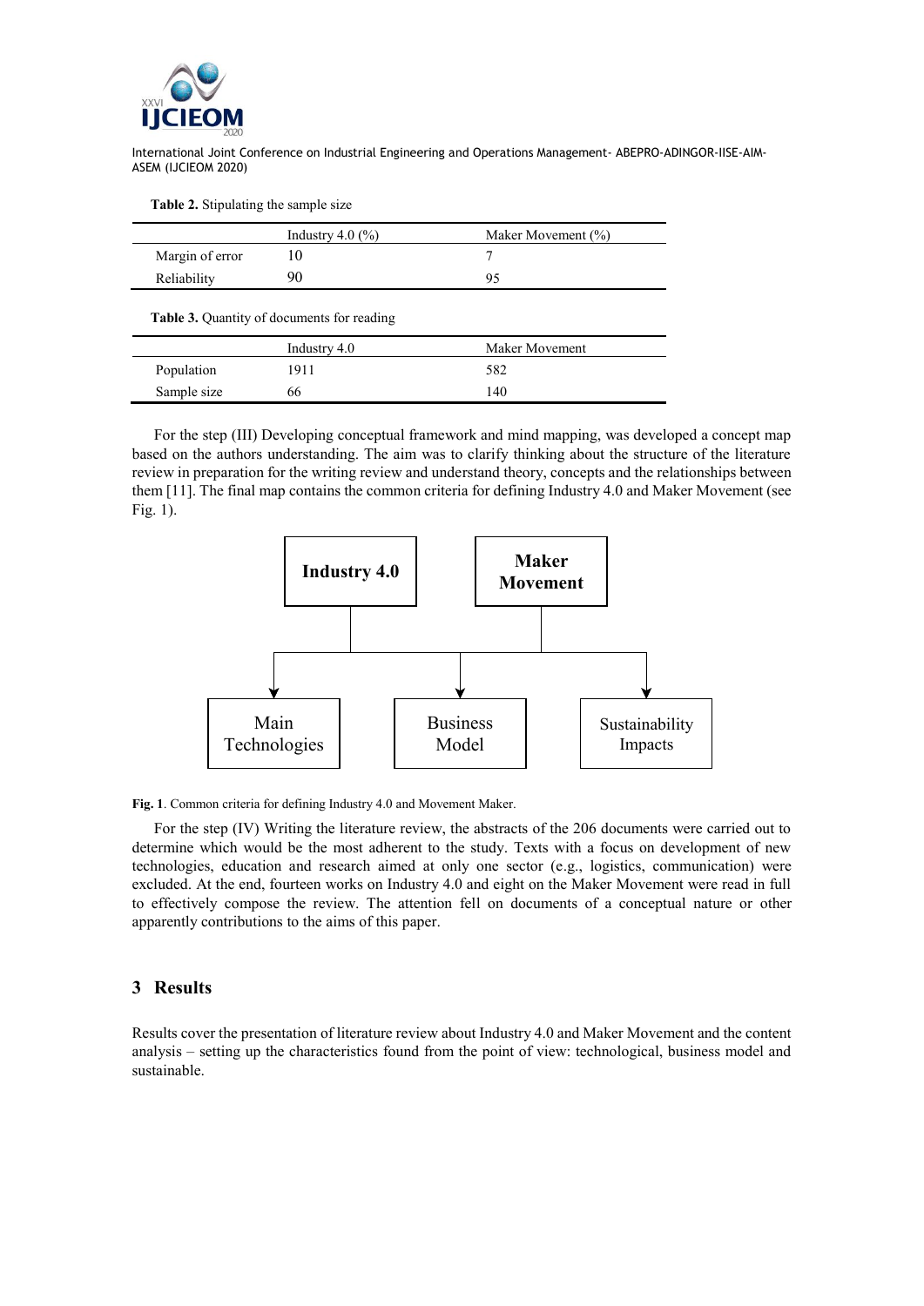**Table 2.** Stipulating the sample size

| | Industry 4.0 (%) | Maker Movement (%) |
|---|---|---|
| Margin of error | 10 | 7 |
| Reliability | 90 | 95 |

**Table 3.** Quantity of documents for reading

| | Industry 4.0 | Maker Movement |
|---|---|---|
| Population | 1911 | 582 |
| Sample size | 66 | 140 |

For the step (III) Developing conceptual framework and mind mapping, was developed a concept map based on the authors understanding. The aim was to clarify thinking about the structure of the literature review in preparation for the writing review and understand theory, concepts and the relationships between them [11]. The final map contains the common criteria for defining Industry 4.0 and Maker Movement (see Fig. 1).

**Fig. 1**. Common criteria for defining Industry 4.0 and Movement Maker.

For the step (IV) Writing the literature review, the abstracts of the 206 documents were carried out to determine which would be the most adherent to the study. Texts with a focus on development of new technologies, education and research aimed at only one sector (e.g., logistics, communication) were excluded. At the end, fourteen works on Industry 4.0 and eight on the Maker Movement were read in full to effectively compose the review. The attention fell on documents of a conceptual nature or other apparently contributions to the aims of this paper.

## 3 Results

Results cover the presentation of literature review about Industry 4.0 and Maker Movement and the content analysis – setting up the characteristics found from the point of view: technological, business model and sustainable.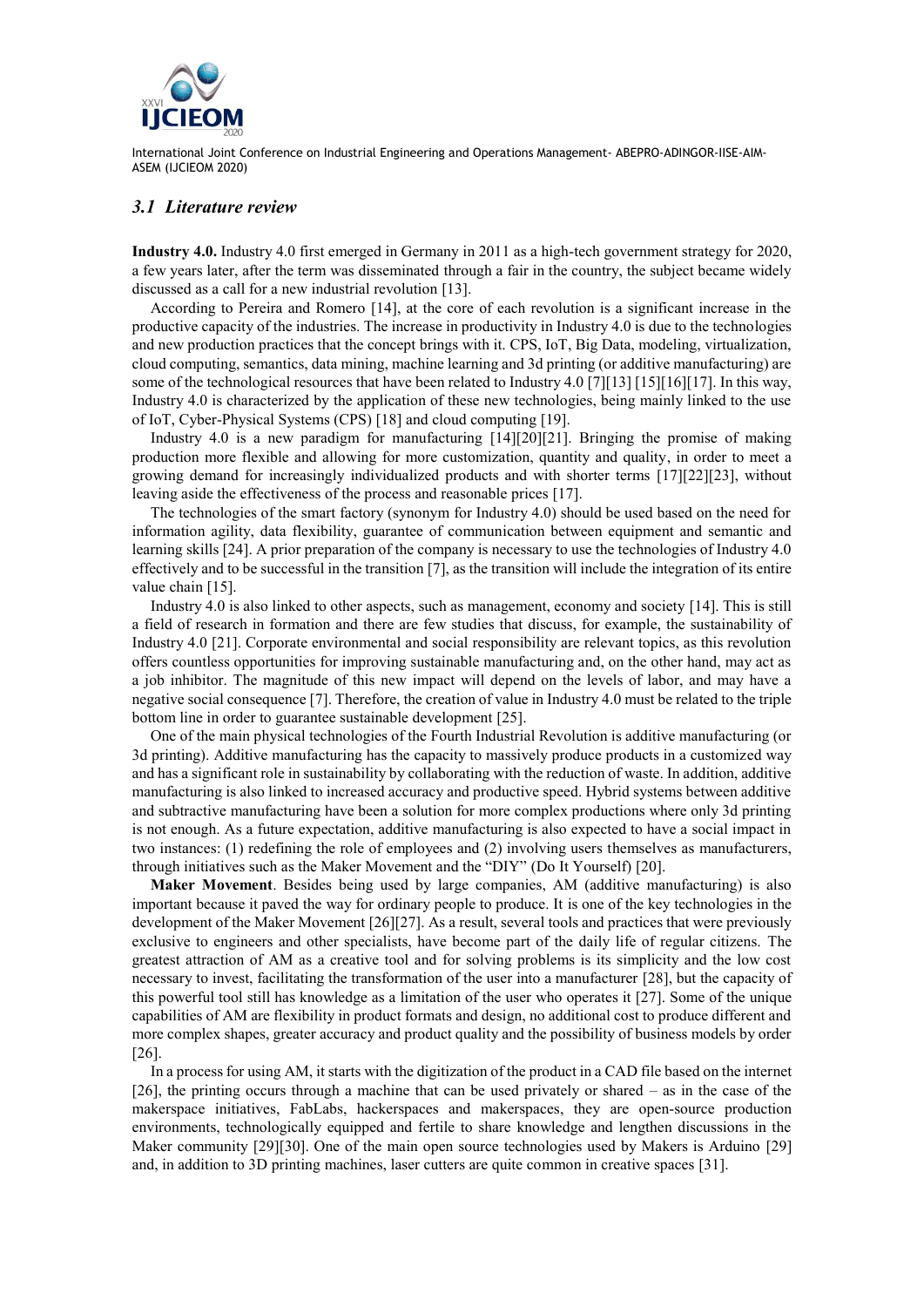### *3.1 Literature review*

**Industry 4.0.** Industry 4.0 first emerged in Germany in 2011 as a high-tech government strategy for 2020, a few years later, after the term was disseminated through a fair in the country, the subject became widely discussed as a call for a new industrial revolution [13].

According to Pereira and Romero [14], at the core of each revolution is a significant increase in the productive capacity of the industries. The increase in productivity in Industry 4.0 is due to the technologies and new production practices that the concept brings with it. CPS, IoT, Big Data, modeling, virtualization, cloud computing, semantics, data mining, machine learning and 3d printing (or additive manufacturing) are some of the technological resources that have been related to Industry 4.0 [7][13] [15][16][17]. In this way, Industry 4.0 is characterized by the application of these new technologies, being mainly linked to the use of IoT, Cyber-Physical Systems (CPS) [18] and cloud computing [19].

Industry 4.0 is a new paradigm for manufacturing [14][20][21]. Bringing the promise of making production more flexible and allowing for more customization, quantity and quality, in order to meet a growing demand for increasingly individualized products and with shorter terms [17][22][23], without leaving aside the effectiveness of the process and reasonable prices [17].

The technologies of the smart factory (synonym for Industry 4.0) should be used based on the need for information agility, data flexibility, guarantee of communication between equipment and semantic and learning skills [24]. A prior preparation of the company is necessary to use the technologies of Industry 4.0 effectively and to be successful in the transition [7], as the transition will include the integration of its entire value chain [15].

Industry 4.0 is also linked to other aspects, such as management, economy and society [14]. This is still a field of research in formation and there are few studies that discuss, for example, the sustainability of Industry 4.0 [21]. Corporate environmental and social responsibility are relevant topics, as this revolution offers countless opportunities for improving sustainable manufacturing and, on the other hand, may act as a job inhibitor. The magnitude of this new impact will depend on the levels of labor, and may have a negative social consequence [7]. Therefore, the creation of value in Industry 4.0 must be related to the triple bottom line in order to guarantee sustainable development [25].

One of the main physical technologies of the Fourth Industrial Revolution is additive manufacturing (or 3d printing). Additive manufacturing has the capacity to massively produce products in a customized way and has a significant role in sustainability by collaborating with the reduction of waste. In addition, additive manufacturing is also linked to increased accuracy and productive speed. Hybrid systems between additive and subtractive manufacturing have been a solution for more complex productions where only 3d printing is not enough. As a future expectation, additive manufacturing is also expected to have a social impact in two instances: (1) redefining the role of employees and (2) involving users themselves as manufacturers, through initiatives such as the Maker Movement and the "DIY" (Do It Yourself) [20].

**Maker Movement**. Besides being used by large companies, AM (additive manufacturing) is also important because it paved the way for ordinary people to produce. It is one of the key technologies in the development of the Maker Movement [26][27]. As a result, several tools and practices that were previously exclusive to engineers and other specialists, have become part of the daily life of regular citizens. The greatest attraction of AM as a creative tool and for solving problems is its simplicity and the low cost necessary to invest, facilitating the transformation of the user into a manufacturer [28], but the capacity of this powerful tool still has knowledge as a limitation of the user who operates it [27]. Some of the unique capabilities of AM are flexibility in product formats and design, no additional cost to produce different and more complex shapes, greater accuracy and product quality and the possibility of business models by order [26].

In a process for using AM, it starts with the digitization of the product in a CAD file based on the internet [26], the printing occurs through a machine that can be used privately or shared – as in the case of the makerspace initiatives, FabLabs, hackerspaces and makerspaces, they are open-source production environments, technologically equipped and fertile to share knowledge and lengthen discussions in the Maker community [29][30]. One of the main open source technologies used by Makers is Arduino [29] and, in addition to 3D printing machines, laser cutters are quite common in creative spaces [31].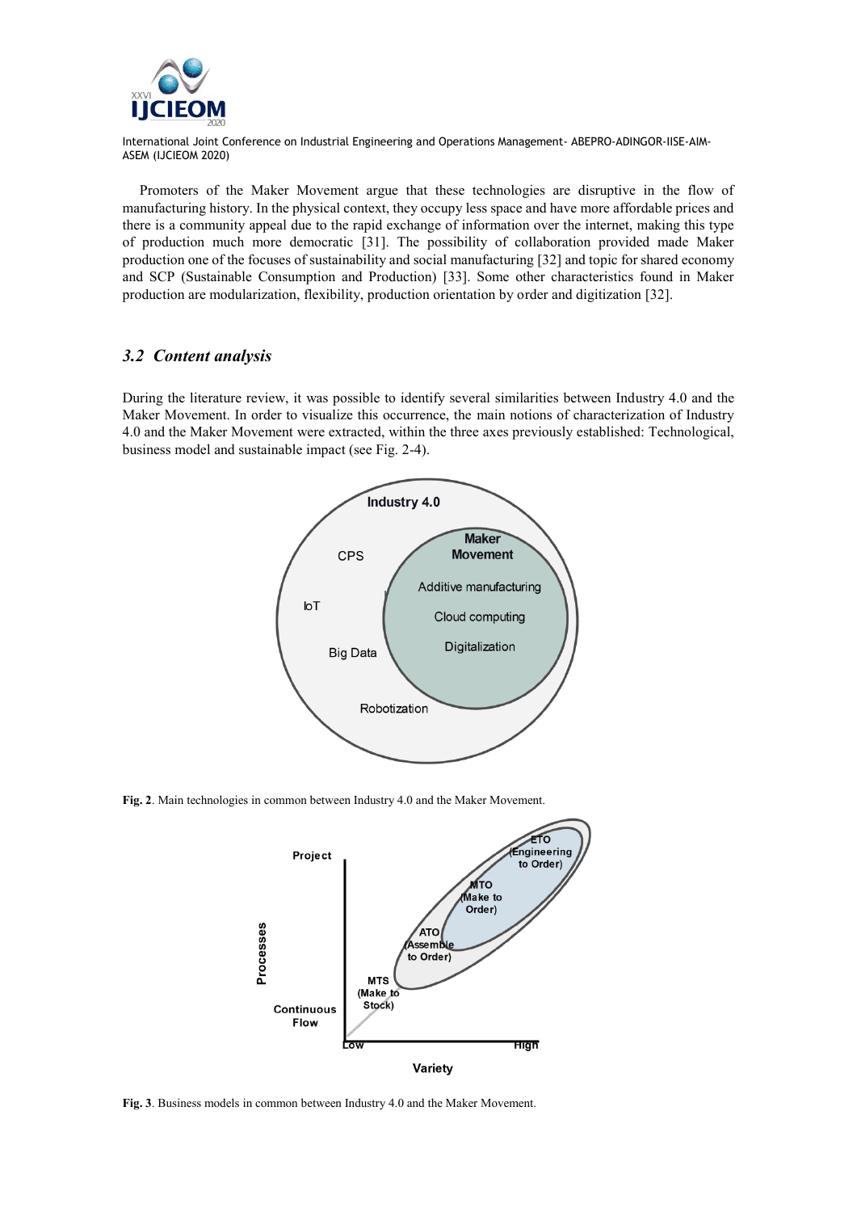Promoters of the Maker Movement argue that these technologies are disruptive in the flow of manufacturing history. In the physical context, they occupy less space and have more affordable prices and there is a community appeal due to the rapid exchange of information over the internet, making this type of production much more democratic [31]. The possibility of collaboration provided made Maker production one of the focuses of sustainability and social manufacturing [32] and topic for shared economy and SCP (Sustainable Consumption and Production) [33]. Some other characteristics found in Maker production are modularization, flexibility, production orientation by order and digitization [32].

### *3.2 Content analysis*

During the literature review, it was possible to identify several similarities between Industry 4.0 and the Maker Movement. In order to visualize this occurrence, the main notions of characterization of Industry 4.0 and the Maker Movement were extracted, within the three axes previously established: Technological, business model and sustainable impact (see Fig. 2-4).

Industry 4.0

CPS

IoT

Big Data

Robotization

Maker Movement

Additive manufacturing

Cloud computing

Digitalization

**Fig. 2**. Main technologies in common between Industry 4.0 and the Maker Movement.

Processes: Project, Continuous Flow

Variety: Low, High

ETO (Engineering to Order)

MTO (Make to Order)

ATO (Assemble to Order)

MTS (Make to Stock)

**Fig. 3**. Business models in common between Industry 4.0 and the Maker Movement.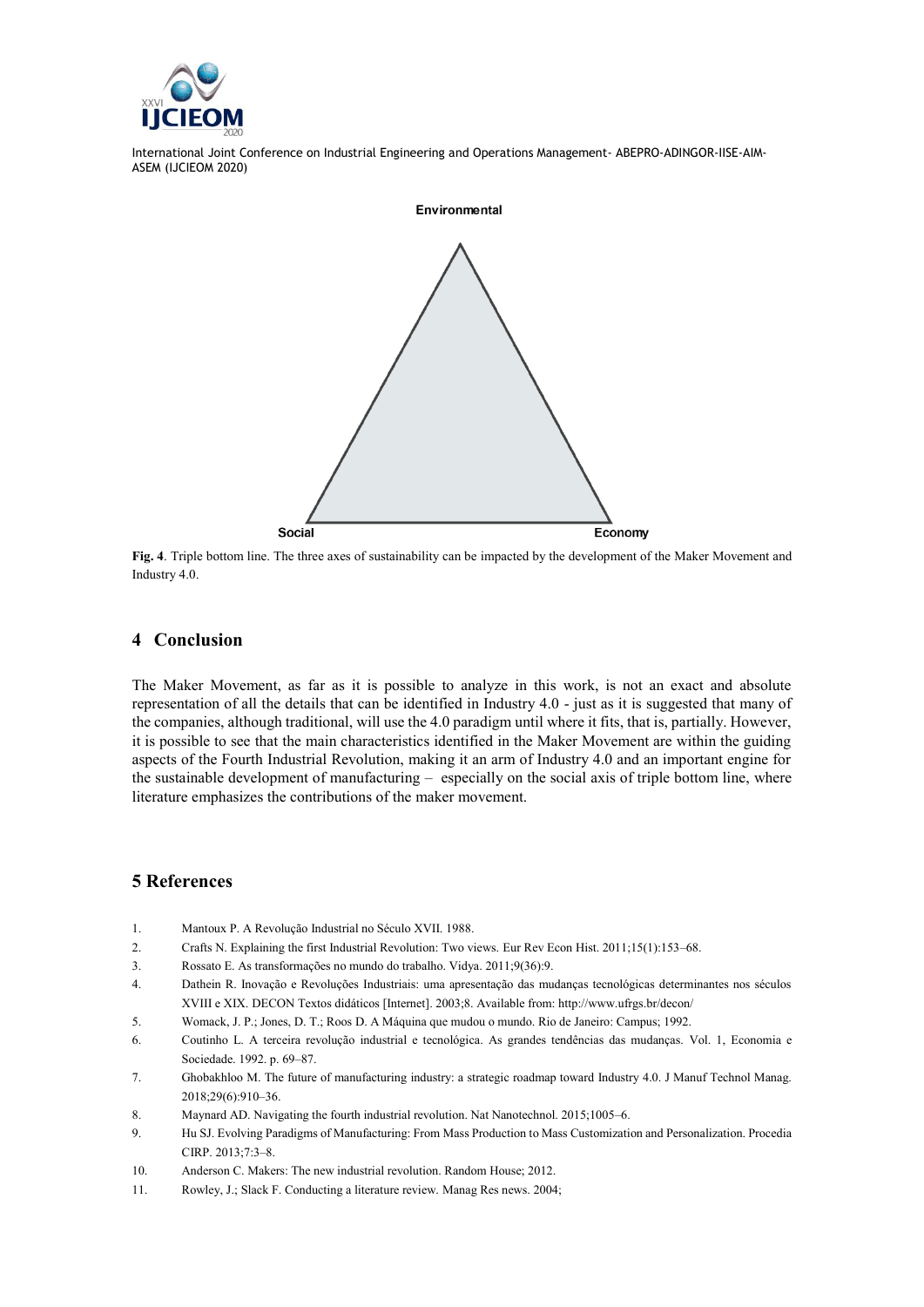Environmental

Social

Economy

**Fig. 4**. Triple bottom line. The three axes of sustainability can be impacted by the development of the Maker Movement and Industry 4.0.

## 4 Conclusion

The Maker Movement, as far as it is possible to analyze in this work, is not an exact and absolute representation of all the details that can be identified in Industry 4.0 - just as it is suggested that many of the companies, although traditional, will use the 4.0 paradigm until where it fits, that is, partially. However, it is possible to see that the main characteristics identified in the Maker Movement are within the guiding aspects of the Fourth Industrial Revolution, making it an arm of Industry 4.0 and an important engine for the sustainable development of manufacturing – especially on the social axis of triple bottom line, where literature emphasizes the contributions of the maker movement.

## 5 References

1. Mantoux P. A Revolução Industrial no Século XVII. 1988.
2. Crafts N. Explaining the first Industrial Revolution: Two views. Eur Rev Econ Hist. 2011;15(1):153–68.
3. Rossato E. As transformações no mundo do trabalho. Vidya. 2011;9(36):9.
4. Dathein R. Inovação e Revoluções Industriais: uma apresentação das mudanças tecnológicas determinantes nos séculos XVIII e XIX. DECON Textos didáticos [Internet]. 2003;8. Available from: http://www.ufrgs.br/decon/
5. Womack, J. P.; Jones, D. T.; Roos D. A Máquina que mudou o mundo. Rio de Janeiro: Campus; 1992.
6. Coutinho L. A terceira revolução industrial e tecnológica. As grandes tendências das mudanças. Vol. 1, Economia e Sociedade. 1992. p. 69–87.
7. Ghobakhloo M. The future of manufacturing industry: a strategic roadmap toward Industry 4.0. J Manuf Technol Manag. 2018;29(6):910–36.
8. Maynard AD. Navigating the fourth industrial revolution. Nat Nanotechnol. 2015;1005–6.
9. Hu SJ. Evolving Paradigms of Manufacturing: From Mass Production to Mass Customization and Personalization. Procedia CIRP. 2013;7:3–8.
10. Anderson C. Makers: The new industrial revolution. Random House; 2012.
11. Rowley, J.; Slack F. Conducting a literature review. Manag Res news. 2004;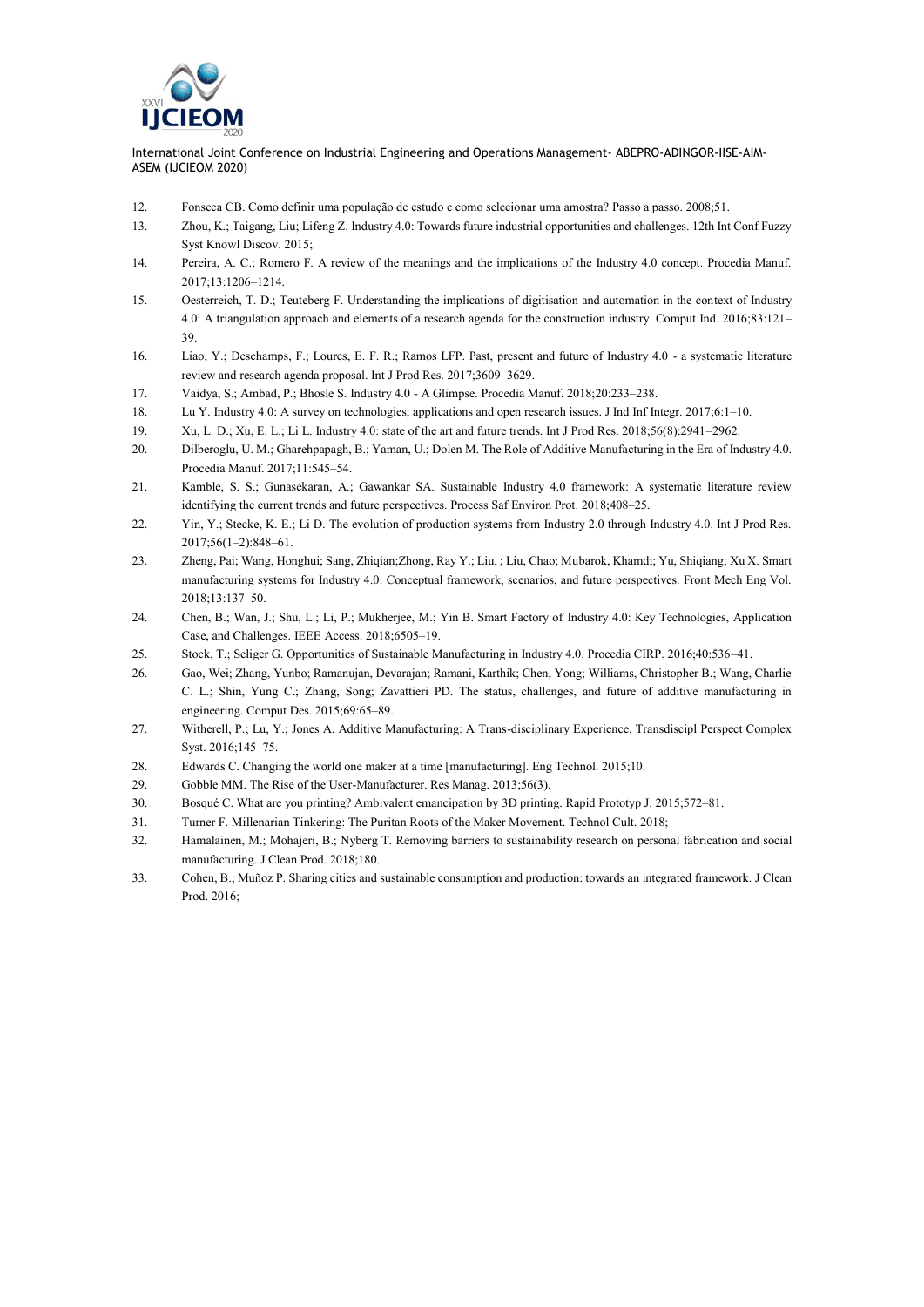12. Fonseca CB. Como definir uma população de estudo e como selecionar uma amostra? Passo a passo. 2008;51.
13. Zhou, K.; Taigang, Liu; Lifeng Z. Industry 4.0: Towards future industrial opportunities and challenges. 12th Int Conf Fuzzy Syst Knowl Discov. 2015;
14. Pereira, A. C.; Romero F. A review of the meanings and the implications of the Industry 4.0 concept. Procedia Manuf. 2017;13:1206–1214.
15. Oesterreich, T. D.; Teuteberg F. Understanding the implications of digitisation and automation in the context of Industry 4.0: A triangulation approach and elements of a research agenda for the construction industry. Comput Ind. 2016;83:121–39.
16. Liao, Y.; Deschamps, F.; Loures, E. F. R.; Ramos LFP. Past, present and future of Industry 4.0 - a systematic literature review and research agenda proposal. Int J Prod Res. 2017;3609–3629.
17. Vaidya, S.; Ambad, P.; Bhosle S. Industry 4.0 - A Glimpse. Procedia Manuf. 2018;20:233–238.
18. Lu Y. Industry 4.0: A survey on technologies, applications and open research issues. J Ind Inf Integr. 2017;6:1–10.
19. Xu, L. D.; Xu, E. L.; Li L. Industry 4.0: state of the art and future trends. Int J Prod Res. 2018;56(8):2941–2962.
20. Dilberoglu, U. M.; Gharehpapagh, B.; Yaman, U.; Dolen M. The Role of Additive Manufacturing in the Era of Industry 4.0. Procedia Manuf. 2017;11:545–54.
21. Kamble, S. S.; Gunasekaran, A.; Gawankar SA. Sustainable Industry 4.0 framework: A systematic literature review identifying the current trends and future perspectives. Process Saf Environ Prot. 2018;408–25.
22. Yin, Y.; Stecke, K. E.; Li D. The evolution of production systems from Industry 2.0 through Industry 4.0. Int J Prod Res. 2017;56(1–2):848–61.
23. Zheng, Pai; Wang, Honghui; Sang, Zhiqian;Zhong, Ray Y.; Liu, ; Liu, Chao; Mubarok, Khamdi; Yu, Shiqiang; Xu X. Smart manufacturing systems for Industry 4.0: Conceptual framework, scenarios, and future perspectives. Front Mech Eng Vol. 2018;13:137–50.
24. Chen, B.; Wan, J.; Shu, L.; Li, P.; Mukherjee, M.; Yin B. Smart Factory of Industry 4.0: Key Technologies, Application Case, and Challenges. IEEE Access. 2018;6505–19.
25. Stock, T.; Seliger G. Opportunities of Sustainable Manufacturing in Industry 4.0. Procedia CIRP. 2016;40:536–41.
26. Gao, Wei; Zhang, Yunbo; Ramanujan, Devarajan; Ramani, Karthik; Chen, Yong; Williams, Christopher B.; Wang, Charlie C. L.; Shin, Yung C.; Zhang, Song; Zavattieri PD. The status, challenges, and future of additive manufacturing in engineering. Comput Des. 2015;69:65–89.
27. Witherell, P.; Lu, Y.; Jones A. Additive Manufacturing: A Trans-disciplinary Experience. Transdiscipl Perspect Complex Syst. 2016;145–75.
28. Edwards C. Changing the world one maker at a time [manufacturing]. Eng Technol. 2015;10.
29. Gobble MM. The Rise of the User-Manufacturer. Res Manag. 2013;56(3).
30. Bosqué C. What are you printing? Ambivalent emancipation by 3D printing. Rapid Prototyp J. 2015;572–81.
31. Turner F. Millenarian Tinkering: The Puritan Roots of the Maker Movement. Technol Cult. 2018;
32. Hamalainen, M.; Mohajeri, B.; Nyberg T. Removing barriers to sustainability research on personal fabrication and social manufacturing. J Clean Prod. 2018;180.
33. Cohen, B.; Muñoz P. Sharing cities and sustainable consumption and production: towards an integrated framework. J Clean Prod. 2016;